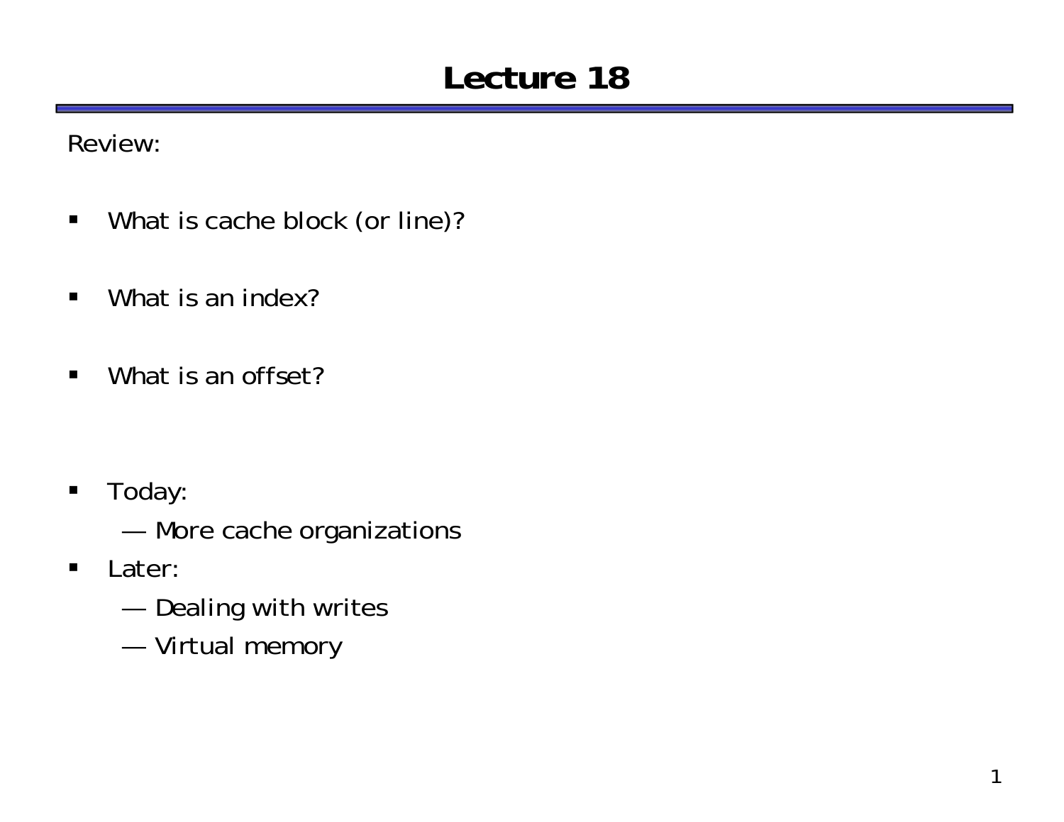# Lecture 18

Review:

- What is cache block (or line)?

- What is an index?

- What is an offset?

- Today:
  - — More cache organizations
- Later:
  - — Dealing with writes
  - — Virtual memory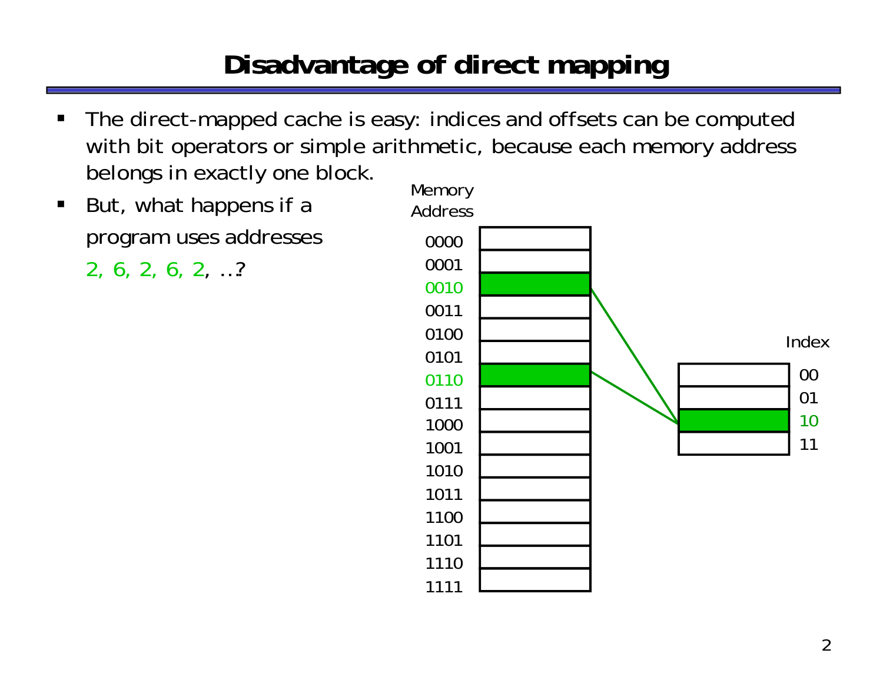# Disadvantage of direct mapping

- The direct-mapped cache is easy: indices and offsets can be computed with bit operators or simple arithmetic, because each memory address belongs in exactly one block.
- But, what happens if a program uses addresses 2, 6, 2, 6, 2, …?

Memory Address

0000
0001
0010
0011
0100
0101
0110
0111
1000
1001
1010
1011
1100
1101
1110
1111

Index

00
01
10
11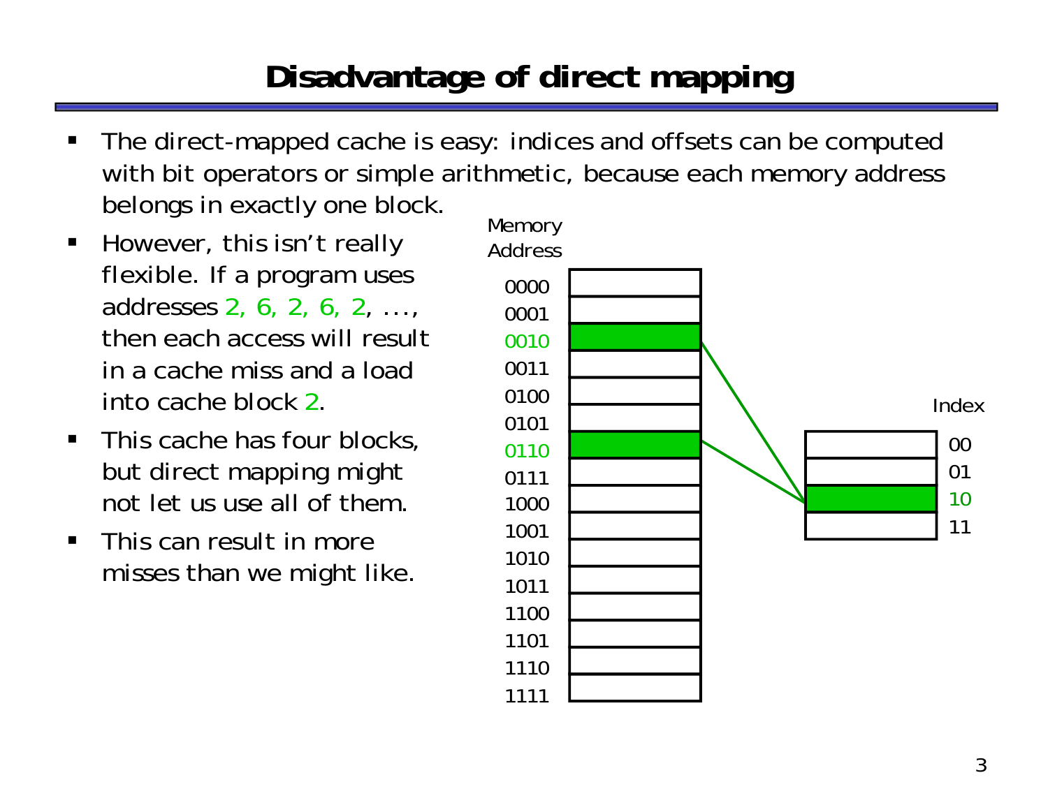# Disadvantage of direct mapping

- The direct-mapped cache is easy: indices and offsets can be computed with bit operators or simple arithmetic, because each memory address belongs in exactly one block.
- However, this isn't really flexible. If a program uses addresses 2, 6, 2, 6, 2, …, then each access will result in a cache miss and a load into cache block 2.
- This cache has four blocks, but direct mapping might not let us use all of them.
- This can result in more misses than we might like.

Memory Address

0000
0001
0010
0011
0100
0101
0110
0111
1000
1001
1010
1011
1100
1101
1110
1111

Index

00
01
10
11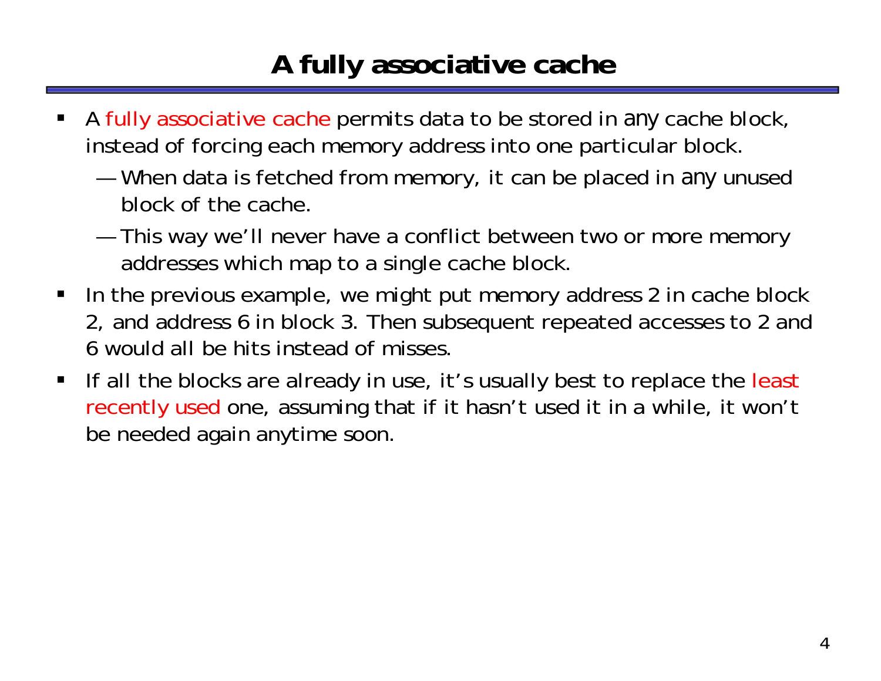# A fully associative cache

- A fully associative cache permits data to be stored in *any* cache block, instead of forcing each memory address into one particular block.
  - When data is fetched from memory, it can be placed in *any* unused block of the cache.
  - This way we'll never have a conflict between two or more memory addresses which map to a single cache block.
- In the previous example, we might put memory address 2 in cache block 2, and address 6 in block 3. Then subsequent repeated accesses to 2 and 6 would all be hits instead of misses.
- If all the blocks are already in use, it's usually best to replace the least recently used one, assuming that if it hasn't used it in a while, it won't be needed again anytime soon.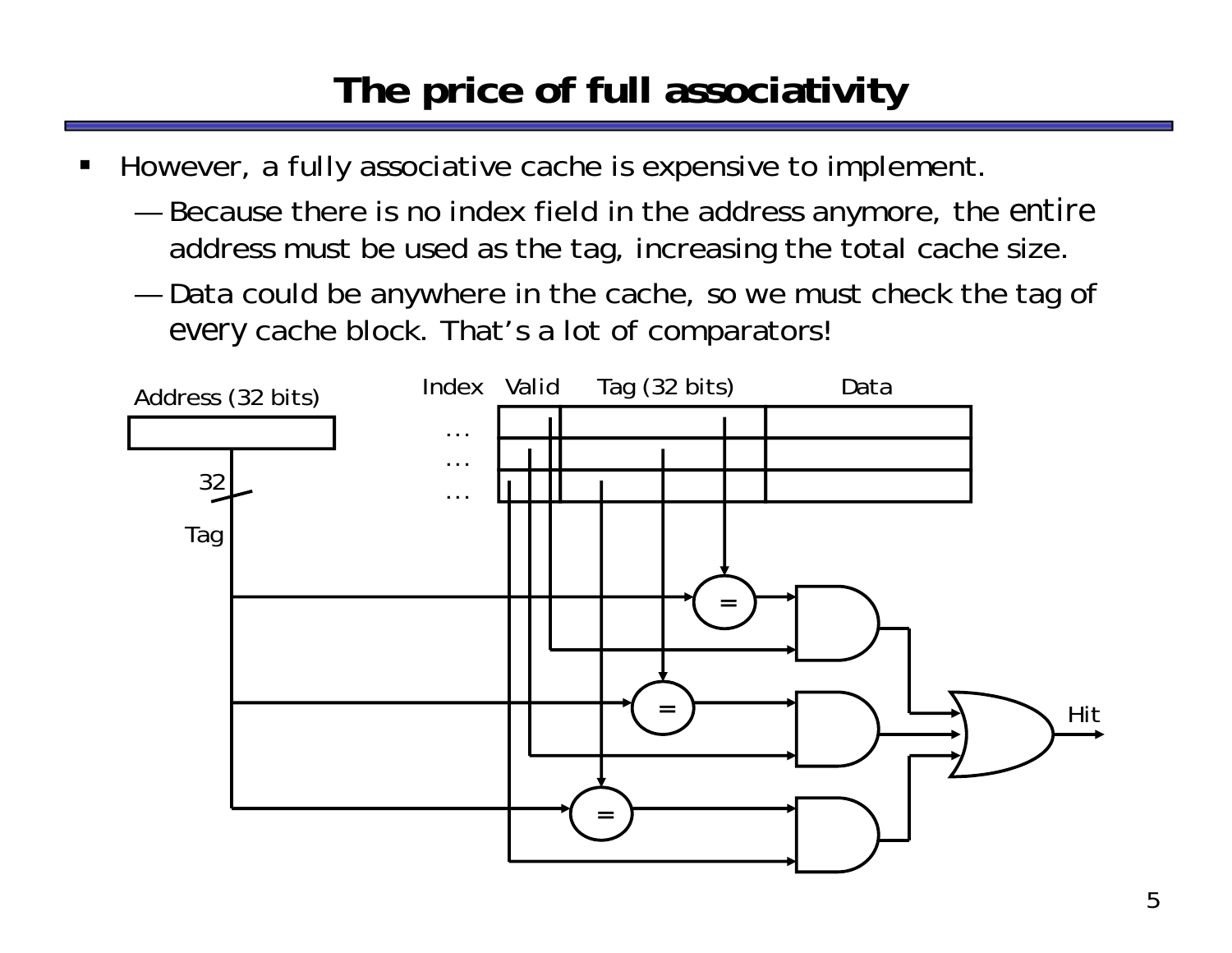# The price of full associativity

- However, a fully associative cache is expensive to implement.
  - Because there is no index field in the address anymore, the *entire* address must be used as the tag, increasing the total cache size.
  - Data could be anywhere in the cache, so we must check the tag of *every* cache block. That's a lot of comparators!

Address (32 bits)

32

Tag

| Index | Valid | Tag (32 bits) | Data |
| --- | --- | --- | --- |
| ... | | | |
| ... | | | |
| ... | | | |

Hit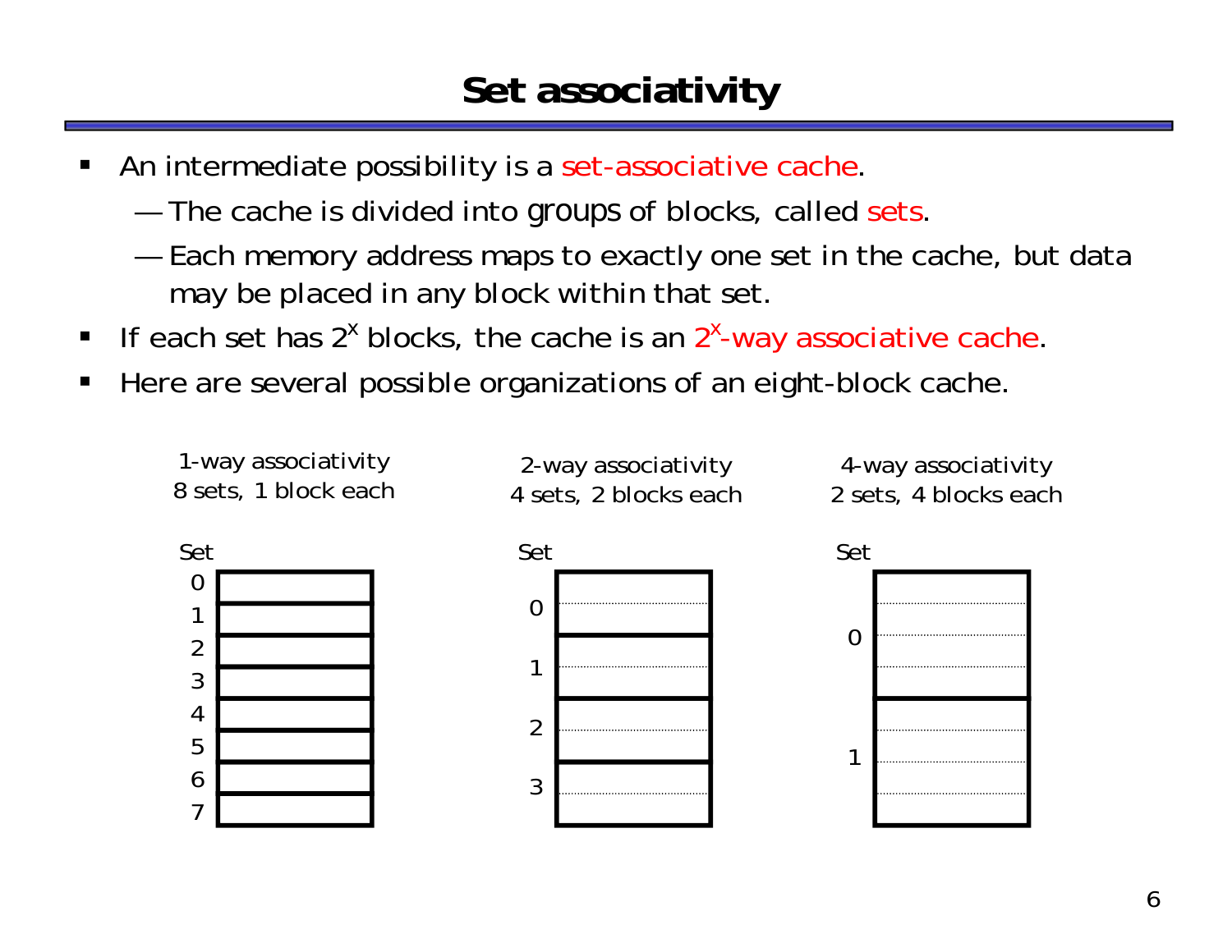# Set associativity

- An intermediate possibility is a set-associative cache.
  - The cache is divided into groups of blocks, called sets.
  - Each memory address maps to exactly one set in the cache, but data may be placed in any block within that set.
- If each set has $2^x$ blocks, the cache is an $2^x$-way associative cache.
- Here are several possible organizations of an eight-block cache.

1-way associativity
8 sets, 1 block each

| Set | |
|---|---|
| 0 | |
| 1 | |
| 2 | |
| 3 | |
| 4 | |
| 5 | |
| 6 | |
| 7 | |

2-way associativity
4 sets, 2 blocks each

| Set | |
|---|---|
| 0 | |
| 1 | |
| 2 | |
| 3 | |

4-way associativity
2 sets, 4 blocks each

| Set | |
|---|---|
| 0 | |
| 1 | |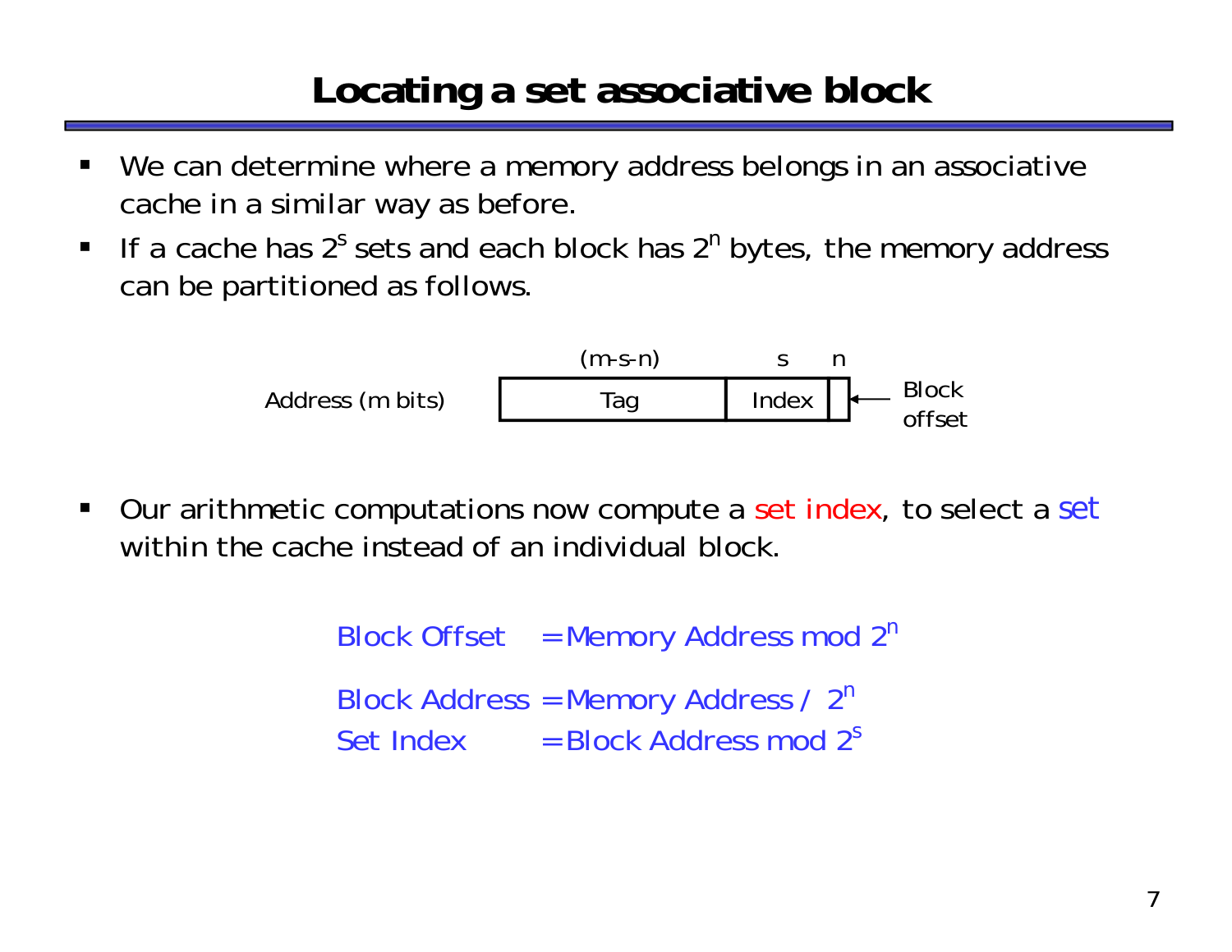# Locating a set associative block

- We can determine where a memory address belongs in an associative cache in a similar way as before.
- If a cache has $2^s$ sets and each block has $2^n$ bytes, the memory address can be partitioned as follows.

| | (m-s-n) | s | n |
|---|---|---|---|
| Address (m bits) | Tag | Index | Block offset |

- Our arithmetic computations now compute a set index, to select a set within the cache instead of an individual block.

$$\text{Block Offset} = \text{Memory Address mod } 2^n$$

$$\text{Block Address} = \text{Memory Address / } 2^n$$

$$\text{Set Index} = \text{Block Address mod } 2^s$$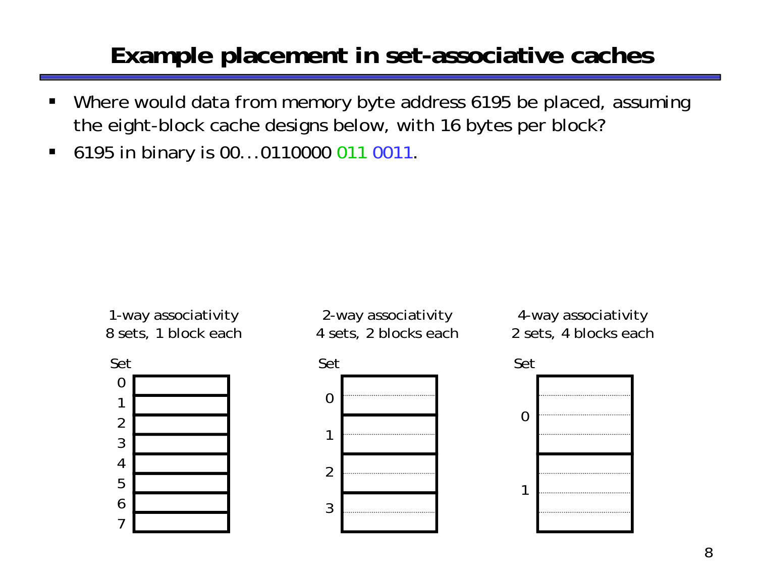# Example placement in set-associative caches

- Where would data from memory byte address 6195 be placed, assuming the eight-block cache designs below, with 16 bytes per block?
- 6195 in binary is 00...0110000 011 0011.

1-way associativity
8 sets, 1 block each

Set
0
1
2
3
4
5
6
7

2-way associativity
4 sets, 2 blocks each

Set
0
1
2
3

4-way associativity
2 sets, 4 blocks each

Set
0
1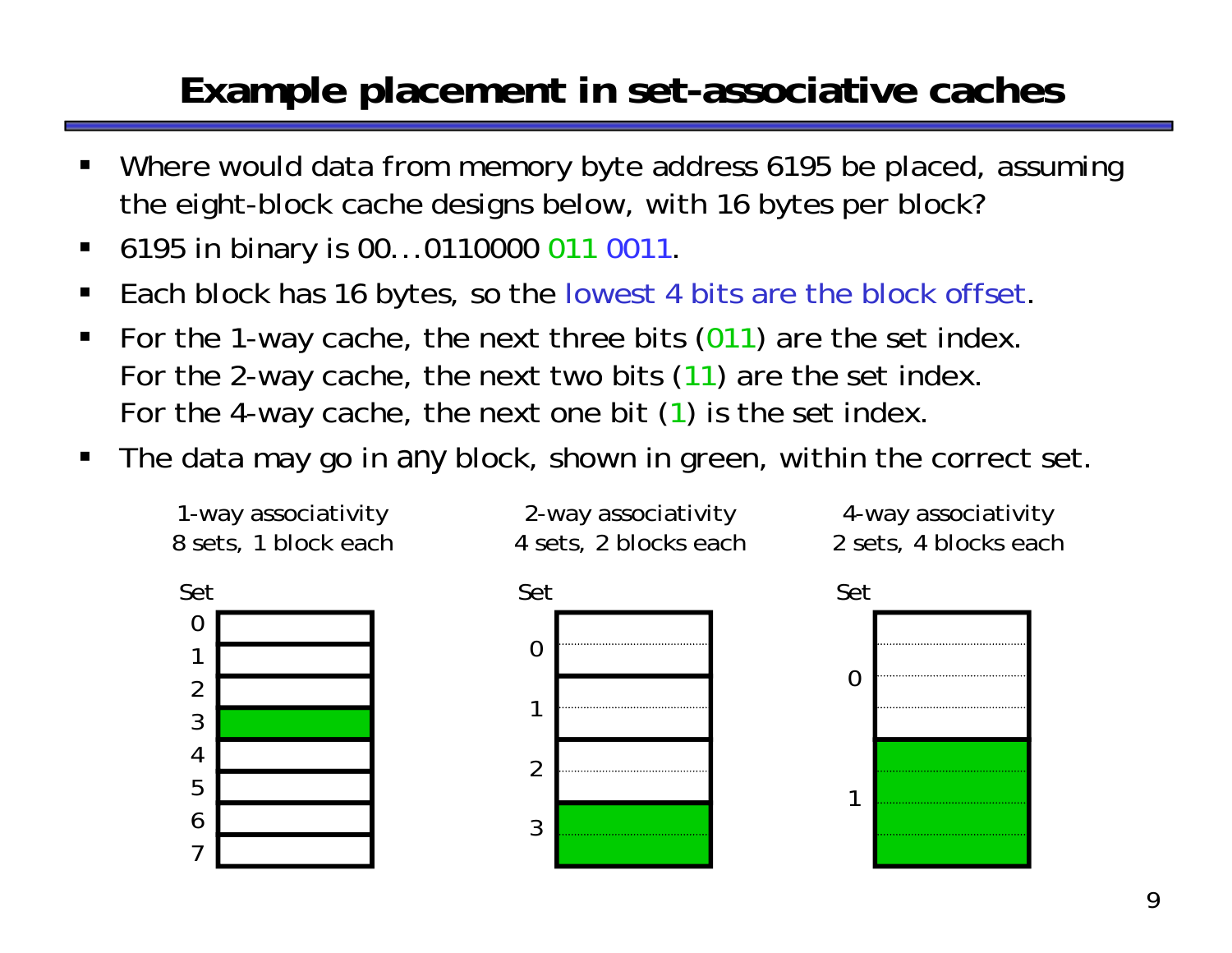# Example placement in set-associative caches

- Where would data from memory byte address 6195 be placed, assuming the eight-block cache designs below, with 16 bytes per block?
- 6195 in binary is 00...0110000 011 0011.
- Each block has 16 bytes, so the lowest 4 bits are the block offset.
- For the 1-way cache, the next three bits (011) are the set index.
  For the 2-way cache, the next two bits (11) are the set index.
  For the 4-way cache, the next one bit (1) is the set index.
- The data may go in *any* block, shown in green, within the correct set.

1-way associativity
8 sets, 1 block each

| Set | |
|---|---|
| 0 | |
| 1 | |
| 2 | |
| 3 | (green) |
| 4 | |
| 5 | |
| 6 | |
| 7 | |

2-way associativity
4 sets, 2 blocks each

| Set | |
|---|---|
| 0 | |
| 1 | |
| 2 | |
| 3 | (green) |

4-way associativity
2 sets, 4 blocks each

| Set | |
|---|---|
| 0 | |
| 1 | (green) |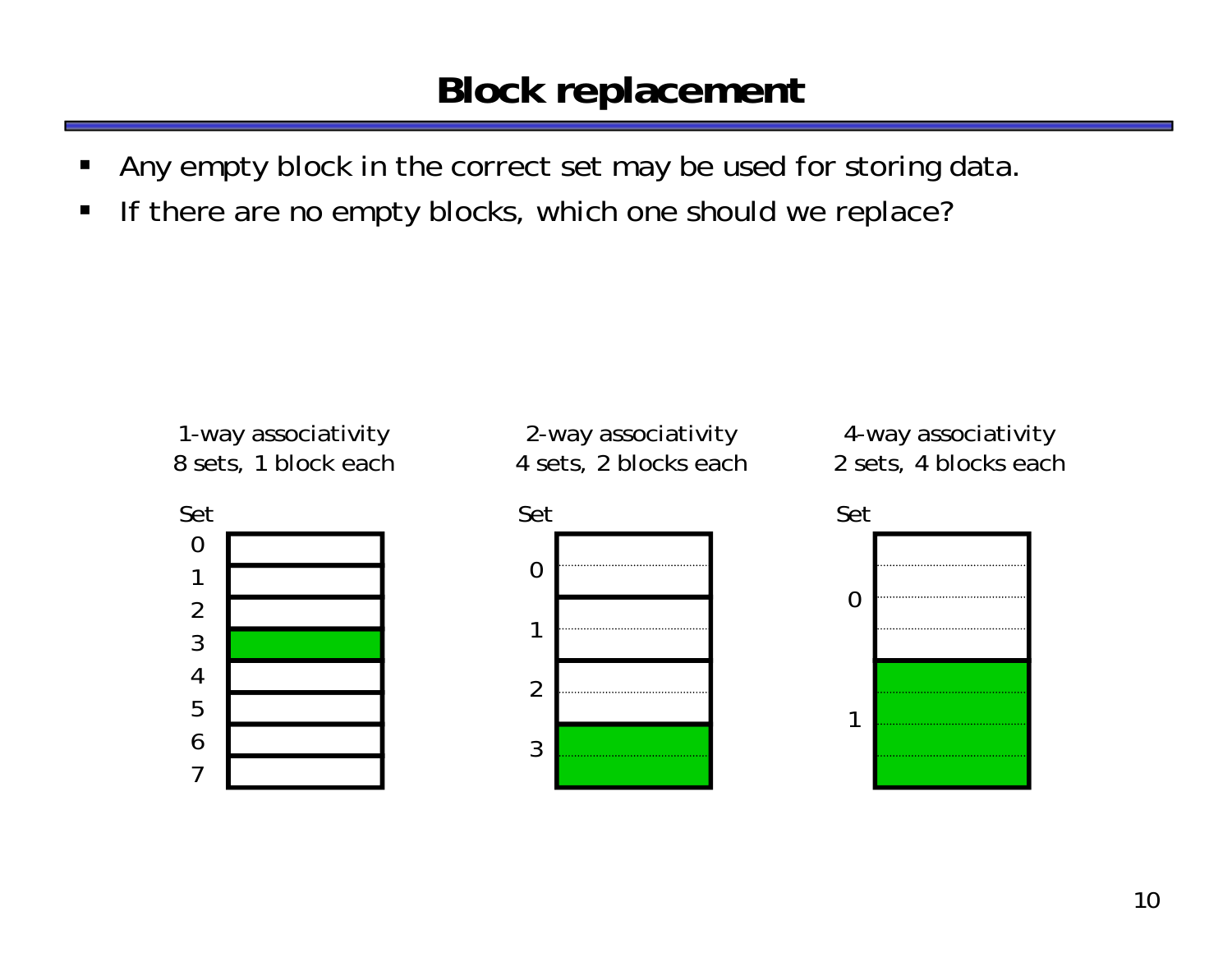# Block replacement

- Any empty block in the correct set may be used for storing data.
- If there are no empty blocks, which one should we replace?

1-way associativity
8 sets, 1 block each

Set
0
1
2
3
4
5
6
7

2-way associativity
4 sets, 2 blocks each

Set
0
1
2
3

4-way associativity
2 sets, 4 blocks each

Set
0
1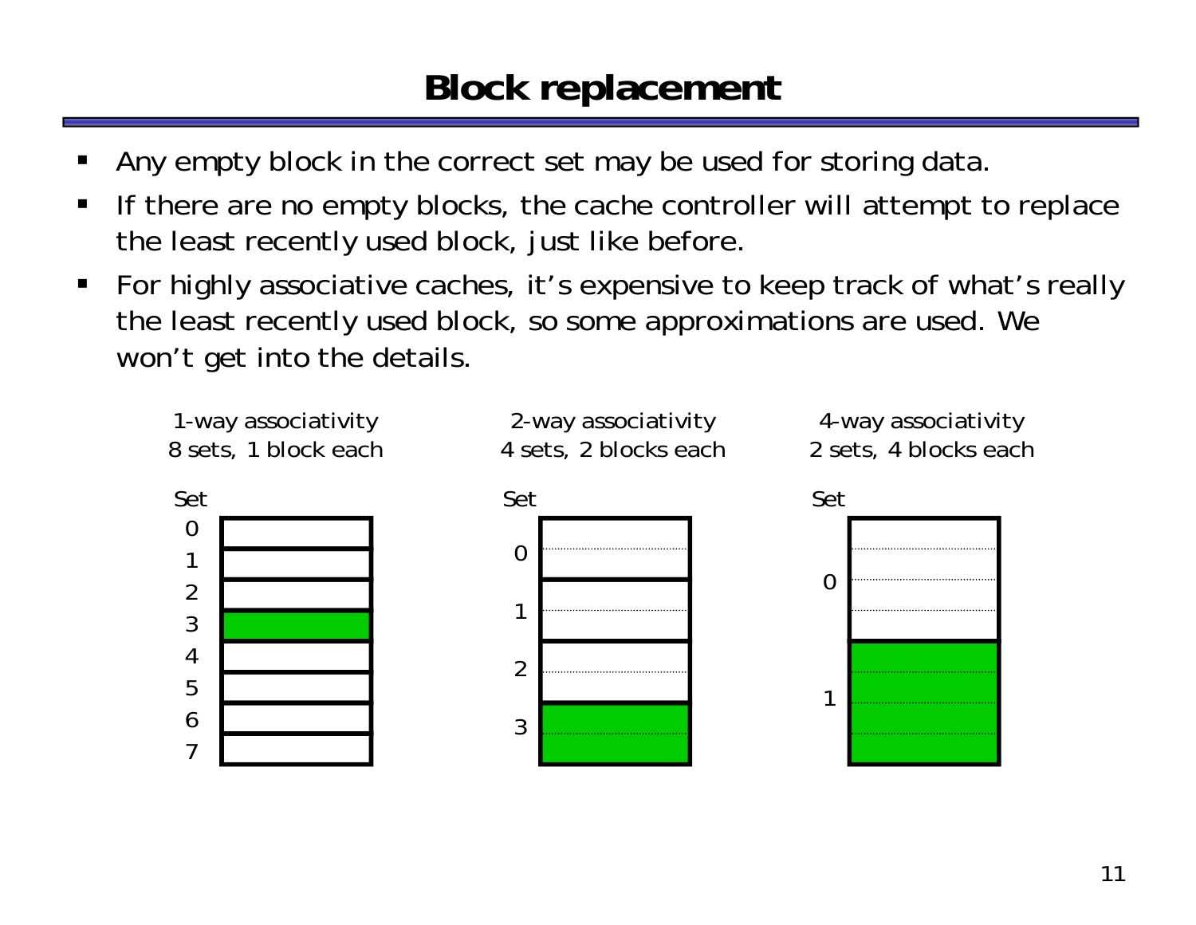# Block replacement

- Any empty block in the correct set may be used for storing data.
- If there are no empty blocks, the cache controller will attempt to replace the least recently used block, just like before.
- For highly associative caches, it's expensive to keep track of what's really the least recently used block, so some approximations are used. We won't get into the details.

1-way associativity
8 sets, 1 block each

Set
0
1
2
3
4
5
6
7

2-way associativity
4 sets, 2 blocks each

Set
0
1
2
3

4-way associativity
2 sets, 4 blocks each

Set
0
1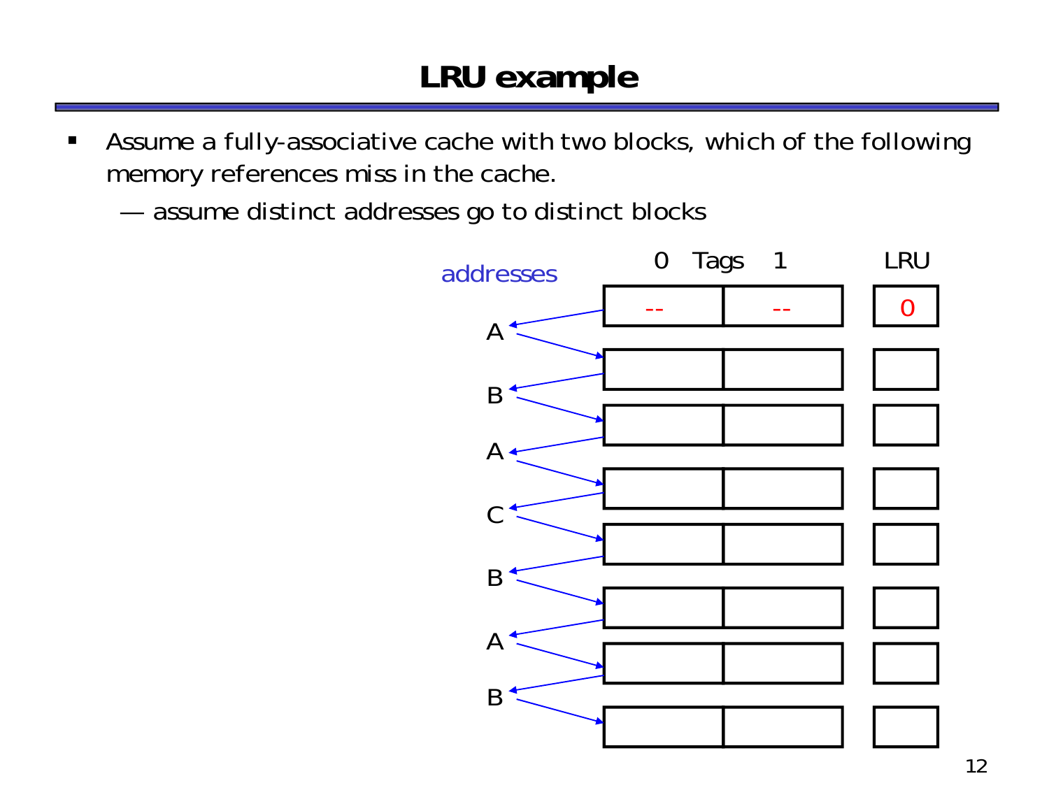# LRU example

- Assume a fully-associative cache with two blocks, which of the following memory references miss in the cache.
  - assume distinct addresses go to distinct blocks

| addresses | Tags 0 | Tags 1 | LRU |
| --- | --- | --- | --- |
| | -- | -- | 0 |
| A | | | |
| B | | | |
| A | | | |
| C | | | |
| B | | | |
| A | | | |
| B | | | |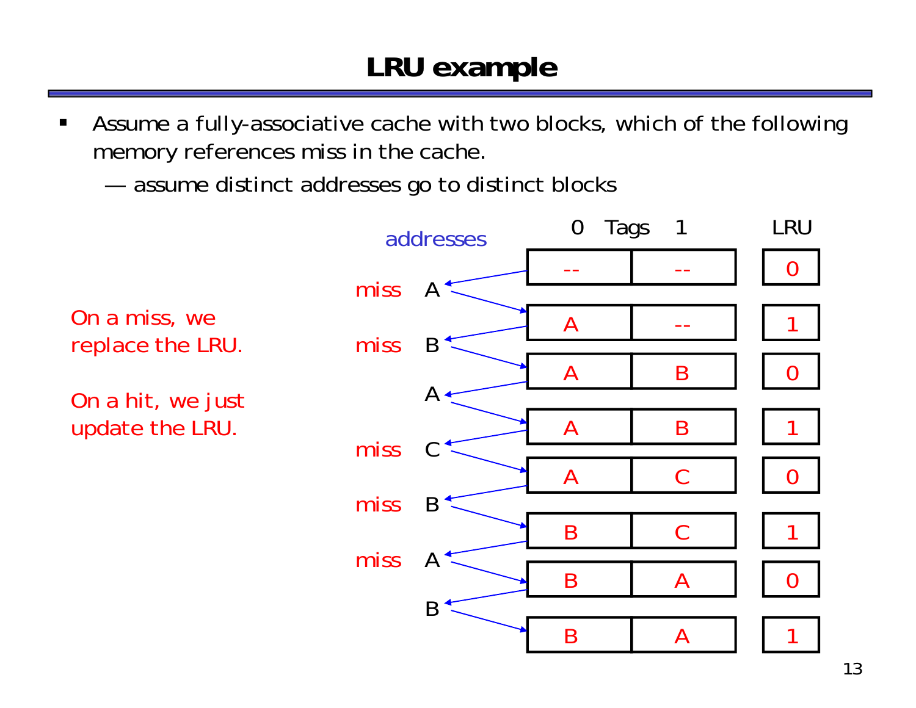# LRU example

- Assume a fully-associative cache with two blocks, which of the following memory references miss in the cache.
  - assume distinct addresses go to distinct blocks

On a miss, we replace the LRU.

On a hit, we just update the LRU.

| | addresses | Tag 0 | Tag 1 | LRU |
|---|---|---|---|---|
| | | -- | -- | 0 |
| miss | A | A | -- | 1 |
| miss | B | A | B | 0 |
| | A | A | B | 1 |
| miss | C | A | C | 0 |
| miss | B | B | C | 1 |
| miss | A | B | A | 0 |
| | B | B | A | 1 |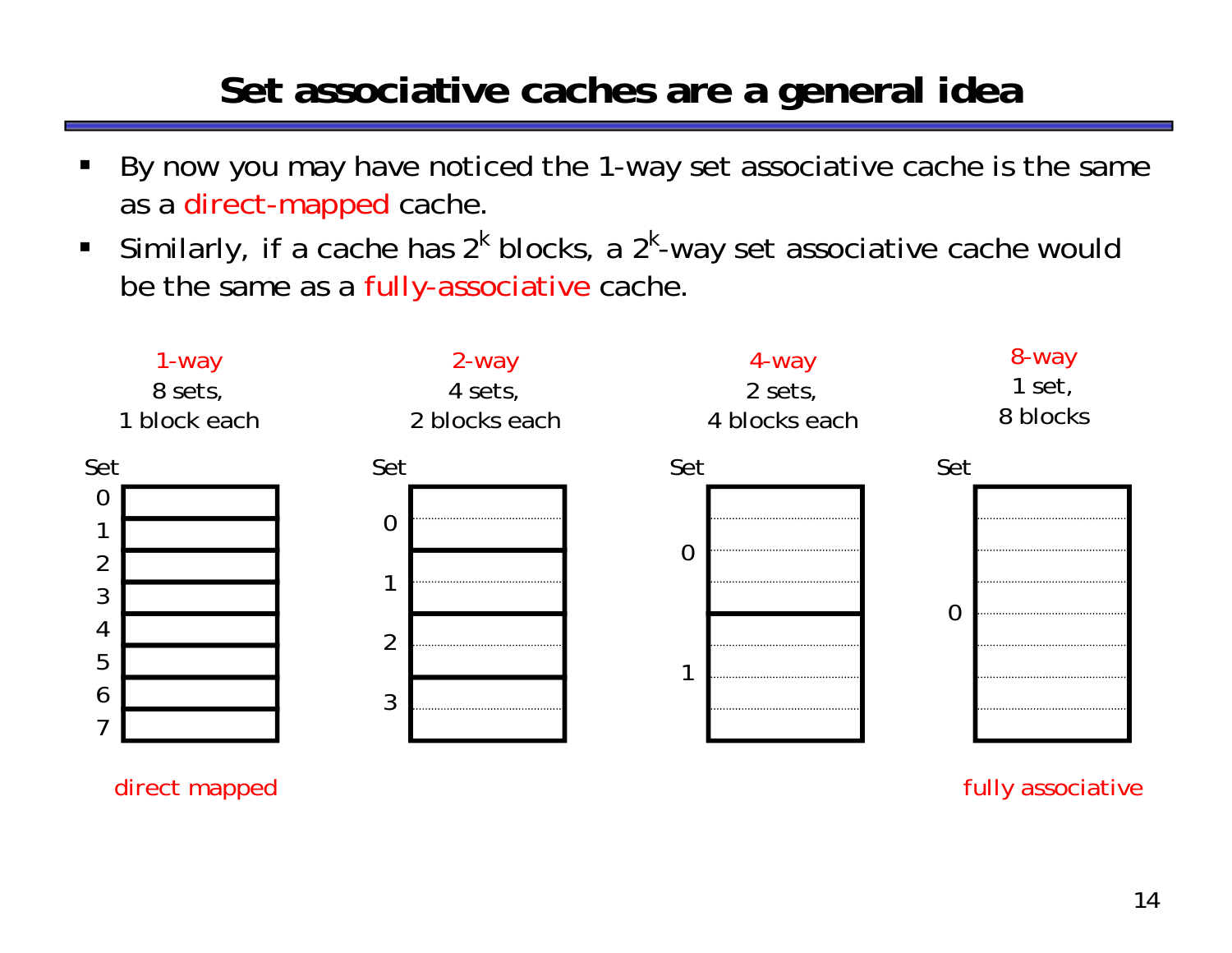# Set associative caches are a general idea

- By now you may have noticed the 1-way set associative cache is the same as a direct-mapped cache.
- Similarly, if a cache has $2^k$ blocks, a $2^k$-way set associative cache would be the same as a fully-associative cache.

1-way
8 sets,
1 block each

2-way
4 sets,
2 blocks each

4-way
2 sets,
4 blocks each

8-way
1 set,
8 blocks

Set
0
1
2
3
4
5
6
7

Set
0
1
2
3

Set
0
1

Set
0

direct mapped

fully associative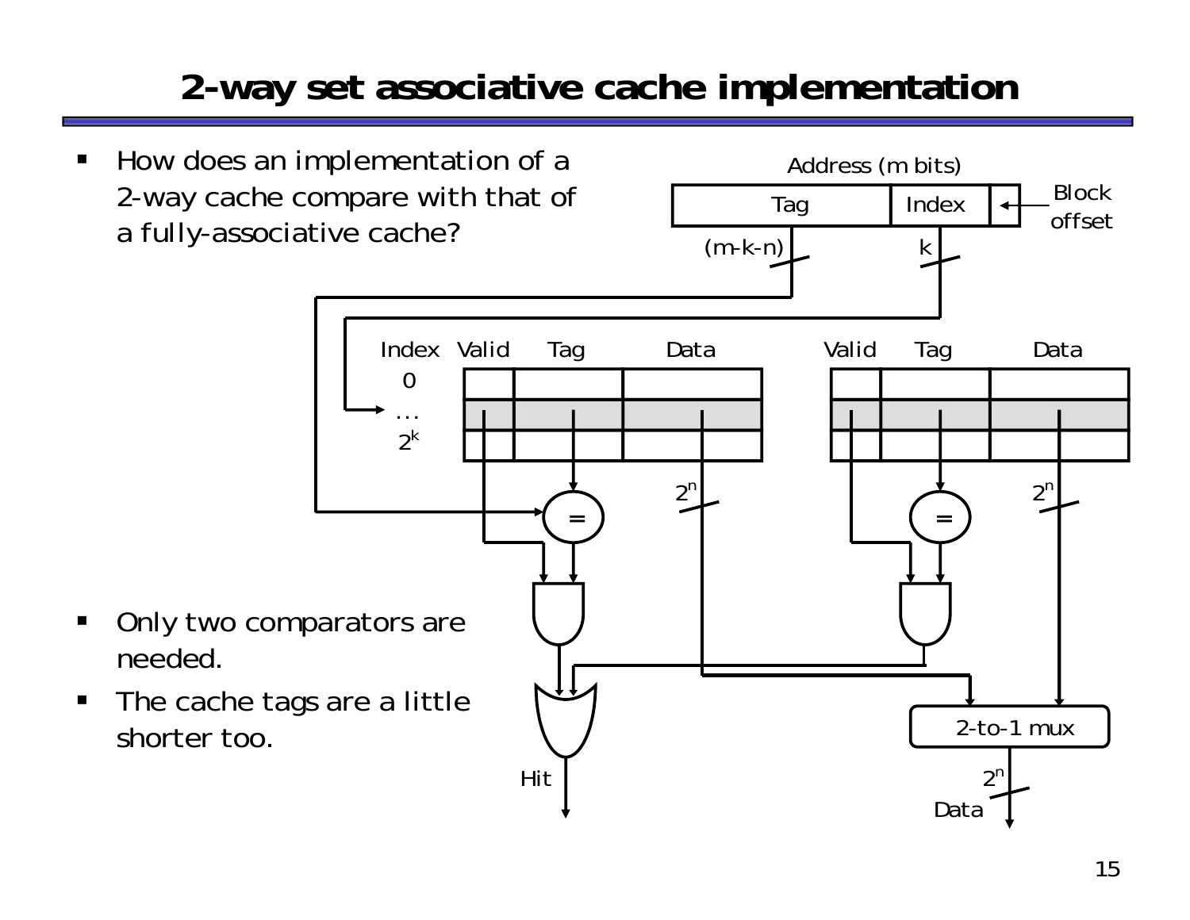# 2-way set associative cache implementation

- How does an implementation of a 2-way cache compare with that of a fully-associative cache?

- Only two comparators are needed.
- The cache tags are a little shorter too.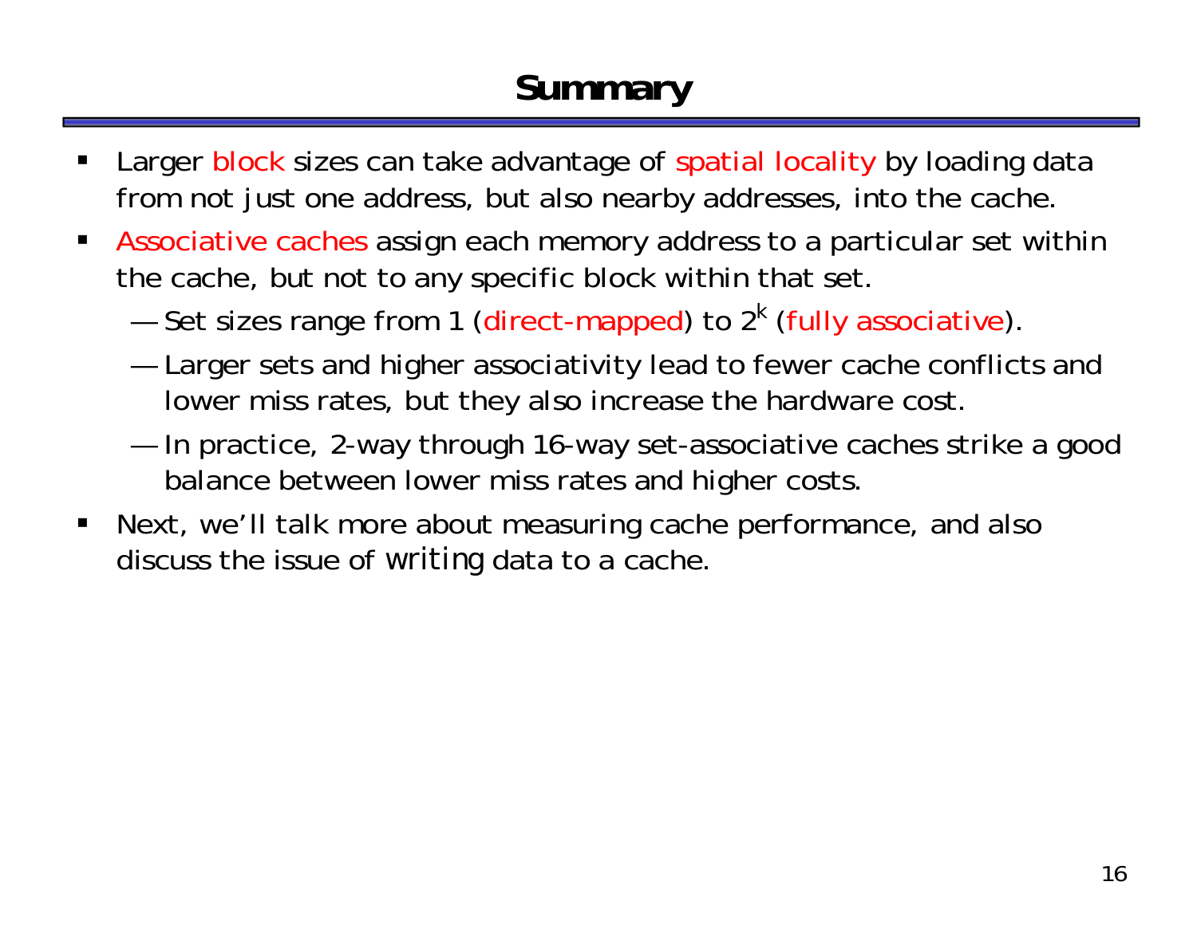# Summary

- Larger block sizes can take advantage of spatial locality by loading data from not just one address, but also nearby addresses, into the cache.
- Associative caches assign each memory address to a particular set within the cache, but not to any specific block within that set.
  - Set sizes range from 1 (direct-mapped) to $2^k$ (fully associative).
  - Larger sets and higher associativity lead to fewer cache conflicts and lower miss rates, but they also increase the hardware cost.
  - In practice, 2-way through 16-way set-associative caches strike a good balance between lower miss rates and higher costs.
- Next, we'll talk more about measuring cache performance, and also discuss the issue of *writing* data to a cache.